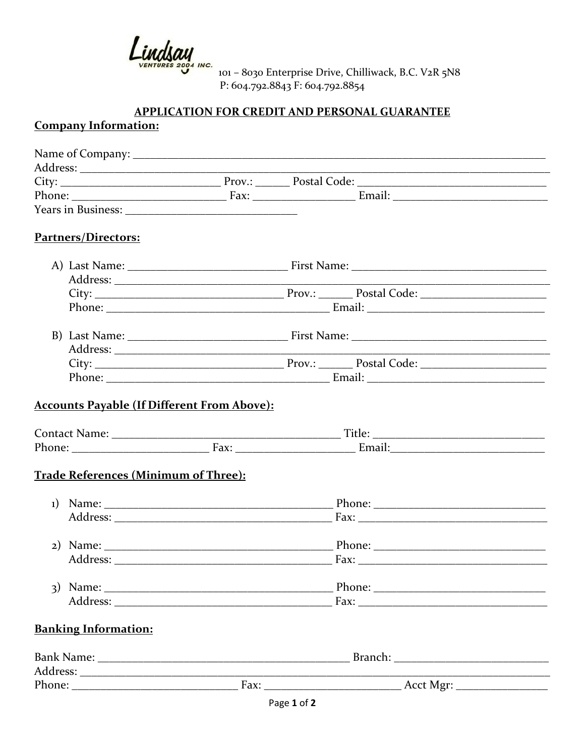Lindsay Ventures 2004 Inc.

101 – 8030 Enterprise Drive, Chilliwack, B.C. V2R 5N8
P: 604.792.8843 F: 604.792.8854

## APPLICATION FOR CREDIT AND PERSONAL GUARANTEE

**Company Information:**

Name of Company: ______________________________________________
Address: ______________________________________________
City: ____________________ Prov.: ______ Postal Code: ____________________
Phone: ____________________ Fax: ______________ Email: ____________________
Years in Business: ______________________

**Partners/Directors:**

A) Last Name: ____________________ First Name: ____________________
Address: ______________________________________________
City: ____________________ Prov.: ______ Postal Code: ____________________
Phone: ____________________ Email: ____________________

B) Last Name: ____________________ First Name: ____________________
Address: ______________________________________________
City: ____________________ Prov.: ______ Postal Code: ____________________
Phone: ____________________ Email: ____________________

**Accounts Payable (If Different From Above):**

Contact Name: ____________________ Title: ____________________
Phone: ______________ Fax: ______________ Email: ____________________

**Trade References (Minimum of Three):**

1) Name: ____________________ Phone: ____________________
Address: ____________________ Fax: ____________________

2) Name: ____________________ Phone: ____________________
Address: ____________________ Fax: ____________________

3) Name: ____________________ Phone: ____________________
Address: ____________________ Fax: ____________________

**Banking Information:**

Bank Name: ____________________ Branch: ____________________
Address: ______________________________________________
Phone: ____________________ Fax: ______________ Acct Mgr: ______________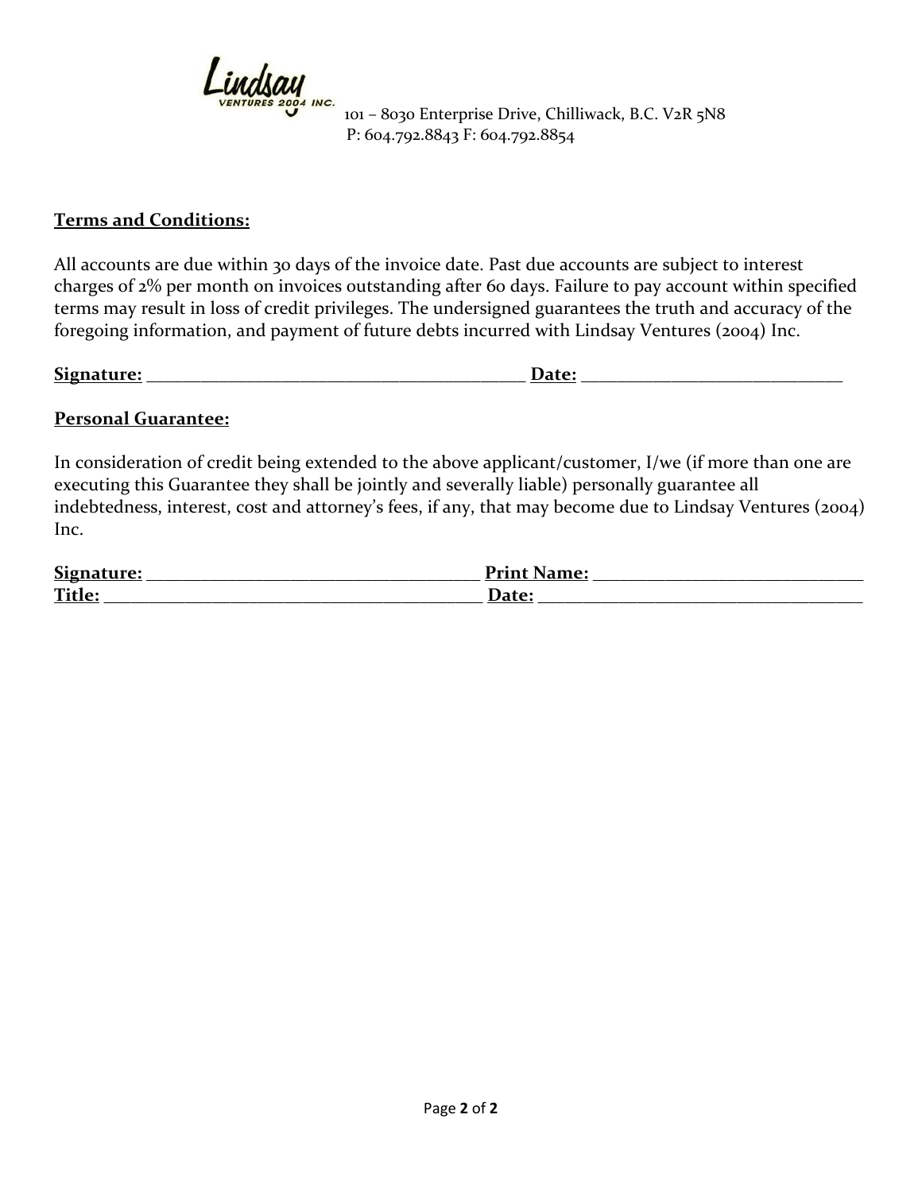Lindsay VENTURES 2004 INC.

101 – 8030 Enterprise Drive, Chilliwack, B.C. V2R 5N8
P: 604.792.8843 F: 604.792.8854

**Terms and Conditions:**

All accounts are due within 30 days of the invoice date. Past due accounts are subject to interest charges of 2% per month on invoices outstanding after 60 days. Failure to pay account within specified terms may result in loss of credit privileges. The undersigned guarantees the truth and accuracy of the foregoing information, and payment of future debts incurred with Lindsay Ventures (2004) Inc.

**Signature:** ___________________________________________ **Date:** _____________________________

**Personal Guarantee:**

In consideration of credit being extended to the above applicant/customer, I/we (if more than one are executing this Guarantee they shall be jointly and severally liable) personally guarantee all indebtedness, interest, cost and attorney's fees, if any, that may become due to Lindsay Ventures (2004) Inc.

**Signature:** ______________________________________ **Print Name:** ______________________________
**Title:** ___________________________________________ **Date:** ____________________________________